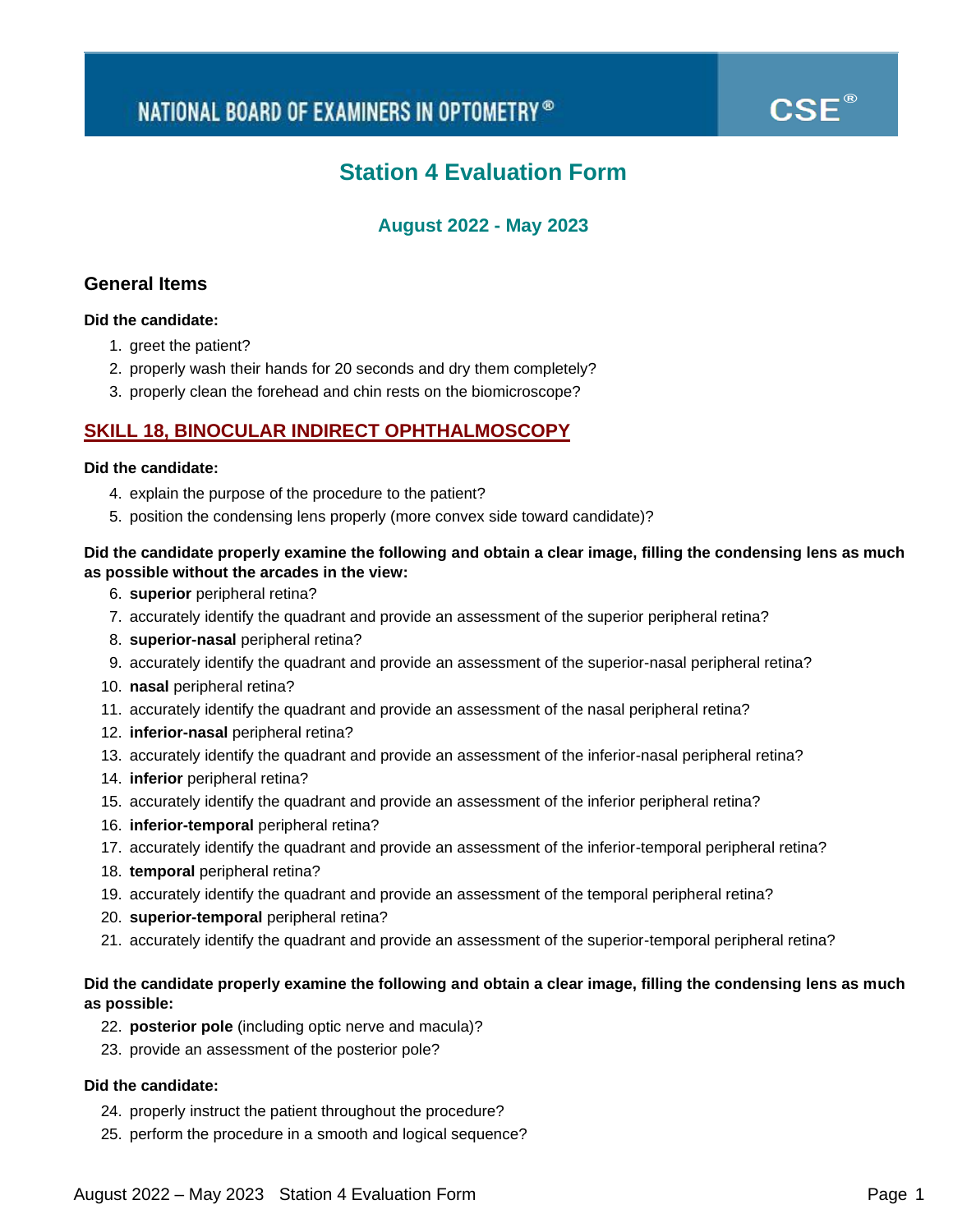NATIONAL BOARD OF EXAMINERS IN OPTOMETRY® CSE®

# Station 4 Evaluation Form

### August 2022 - May 2023

## General Items

**Did the candidate:**

1. greet the patient?
2. properly wash their hands for 20 seconds and dry them completely?
3. properly clean the forehead and chin rests on the biomicroscope?

## SKILL 18, BINOCULAR INDIRECT OPHTHALMOSCOPY

**Did the candidate:**

4. explain the purpose of the procedure to the patient?
5. position the condensing lens properly (more convex side toward candidate)?

**Did the candidate properly examine the following and obtain a clear image, filling the condensing lens as much as possible without the arcades in the view:**

6. **superior** peripheral retina?
7. accurately identify the quadrant and provide an assessment of the superior peripheral retina?
8. **superior-nasal** peripheral retina?
9. accurately identify the quadrant and provide an assessment of the superior-nasal peripheral retina?
10. **nasal** peripheral retina?
11. accurately identify the quadrant and provide an assessment of the nasal peripheral retina?
12. **inferior-nasal** peripheral retina?
13. accurately identify the quadrant and provide an assessment of the inferior-nasal peripheral retina?
14. **inferior** peripheral retina?
15. accurately identify the quadrant and provide an assessment of the inferior peripheral retina?
16. **inferior-temporal** peripheral retina?
17. accurately identify the quadrant and provide an assessment of the inferior-temporal peripheral retina?
18. **temporal** peripheral retina?
19. accurately identify the quadrant and provide an assessment of the temporal peripheral retina?
20. **superior-temporal** peripheral retina?
21. accurately identify the quadrant and provide an assessment of the superior-temporal peripheral retina?

**Did the candidate properly examine the following and obtain a clear image, filling the condensing lens as much as possible:**

22. **posterior pole** (including optic nerve and macula)?
23. provide an assessment of the posterior pole?

**Did the candidate:**

24. properly instruct the patient throughout the procedure?
25. perform the procedure in a smooth and logical sequence?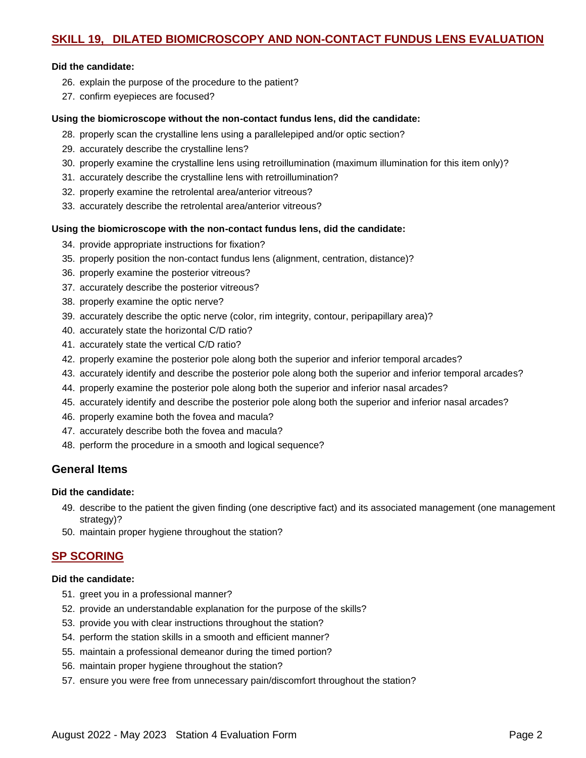## SKILL 19, DILATED BIOMICROSCOPY AND NON-CONTACT FUNDUS LENS EVALUATION

**Did the candidate:**

26. explain the purpose of the procedure to the patient?
27. confirm eyepieces are focused?

**Using the biomicroscope without the non-contact fundus lens, did the candidate:**

28. properly scan the crystalline lens using a parallelepiped and/or optic section?
29. accurately describe the crystalline lens?
30. properly examine the crystalline lens using retroillumination (maximum illumination for this item only)?
31. accurately describe the crystalline lens with retroillumination?
32. properly examine the retrolental area/anterior vitreous?
33. accurately describe the retrolental area/anterior vitreous?

**Using the biomicroscope with the non-contact fundus lens, did the candidate:**

34. provide appropriate instructions for fixation?
35. properly position the non-contact fundus lens (alignment, centration, distance)?
36. properly examine the posterior vitreous?
37. accurately describe the posterior vitreous?
38. properly examine the optic nerve?
39. accurately describe the optic nerve (color, rim integrity, contour, peripapillary area)?
40. accurately state the horizontal C/D ratio?
41. accurately state the vertical C/D ratio?
42. properly examine the posterior pole along both the superior and inferior temporal arcades?
43. accurately identify and describe the posterior pole along both the superior and inferior temporal arcades?
44. properly examine the posterior pole along both the superior and inferior nasal arcades?
45. accurately identify and describe the posterior pole along both the superior and inferior nasal arcades?
46. properly examine both the fovea and macula?
47. accurately describe both the fovea and macula?
48. perform the procedure in a smooth and logical sequence?

## General Items

**Did the candidate:**

49. describe to the patient the given finding (one descriptive fact) and its associated management (one management strategy)?
50. maintain proper hygiene throughout the station?

## SP SCORING

**Did the candidate:**

51. greet you in a professional manner?
52. provide an understandable explanation for the purpose of the skills?
53. provide you with clear instructions throughout the station?
54. perform the station skills in a smooth and efficient manner?
55. maintain a professional demeanor during the timed portion?
56. maintain proper hygiene throughout the station?
57. ensure you were free from unnecessary pain/discomfort throughout the station?